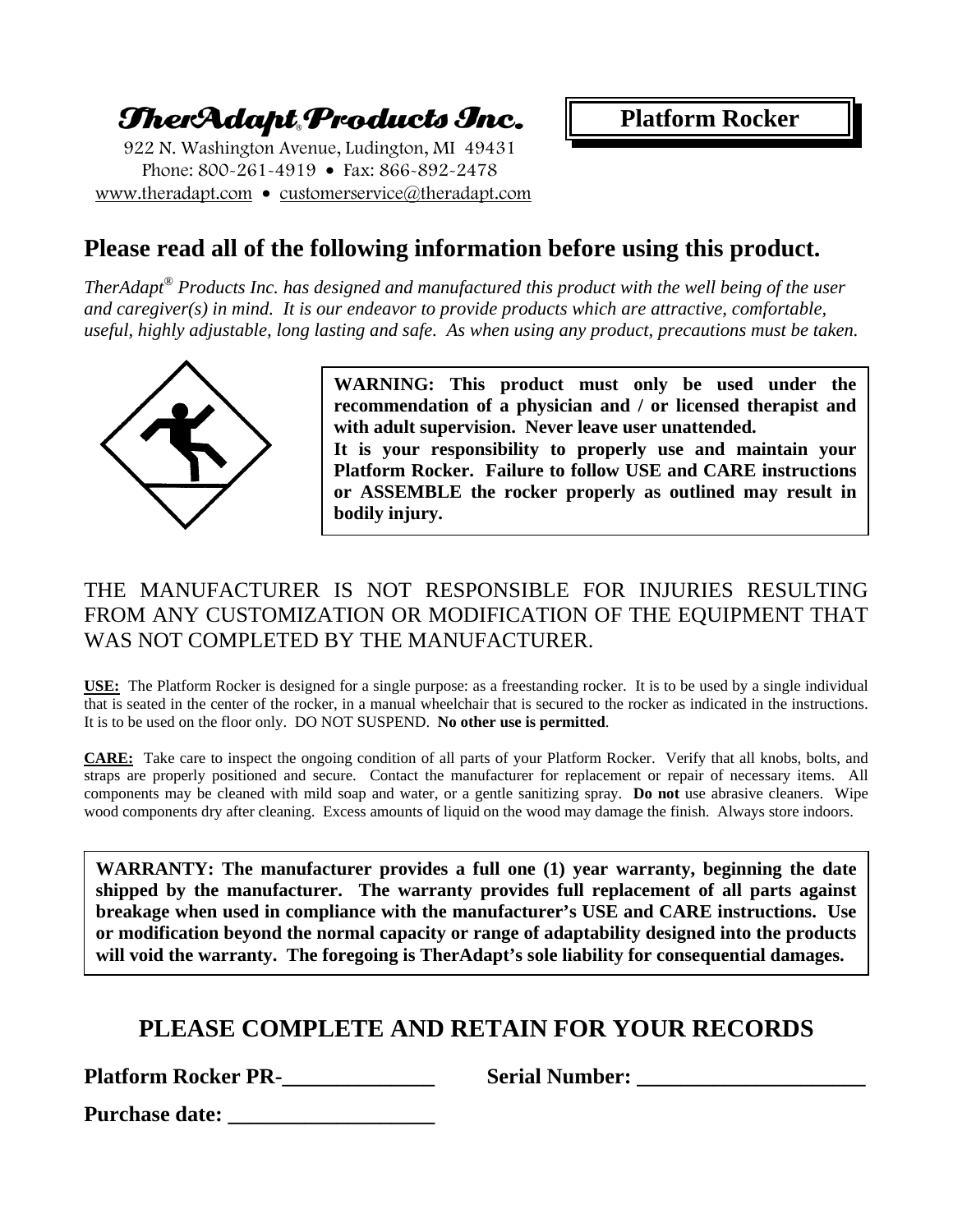# TherAdapt® Products Inc.

922 N. Washington Avenue, Ludington, MI 49431
Phone: 800-261-4919 • Fax: 866-892-2478
www.theradapt.com • customerservice@theradapt.com

**Platform Rocker**

## Please read all of the following information before using this product.

*TherAdapt® Products Inc. has designed and manufactured this product with the well being of the user and caregiver(s) in mind. It is our endeavor to provide products which are attractive, comfortable, useful, highly adjustable, long lasting and safe. As when using any product, precautions must be taken.*

**WARNING: This product must only be used under the recommendation of a physician and / or licensed therapist and with adult supervision. Never leave user unattended.**
**It is your responsibility to properly use and maintain your Platform Rocker. Failure to follow USE and CARE instructions or ASSEMBLE the rocker properly as outlined may result in bodily injury.**

THE MANUFACTURER IS NOT RESPONSIBLE FOR INJURIES RESULTING FROM ANY CUSTOMIZATION OR MODIFICATION OF THE EQUIPMENT THAT WAS NOT COMPLETED BY THE MANUFACTURER.

**USE:** The Platform Rocker is designed for a single purpose: as a freestanding rocker. It is to be used by a single individual that is seated in the center of the rocker, in a manual wheelchair that is secured to the rocker as indicated in the instructions. It is to be used on the floor only. DO NOT SUSPEND. **No other use is permitted**.

**CARE:** Take care to inspect the ongoing condition of all parts of your Platform Rocker. Verify that all knobs, bolts, and straps are properly positioned and secure. Contact the manufacturer for replacement or repair of necessary items. All components may be cleaned with mild soap and water, or a gentle sanitizing spray. **Do not** use abrasive cleaners. Wipe wood components dry after cleaning. Excess amounts of liquid on the wood may damage the finish. Always store indoors.

**WARRANTY: The manufacturer provides a full one (1) year warranty, beginning the date shipped by the manufacturer. The warranty provides full replacement of all parts against breakage when used in compliance with the manufacturer's USE and CARE instructions. Use or modification beyond the normal capacity or range of adaptability designed into the products will void the warranty. The foregoing is TherAdapt's sole liability for consequential damages.**

## PLEASE COMPLETE AND RETAIN FOR YOUR RECORDS

**Platform Rocker PR-______________ Serial Number: _____________________**

**Purchase date: ___________________**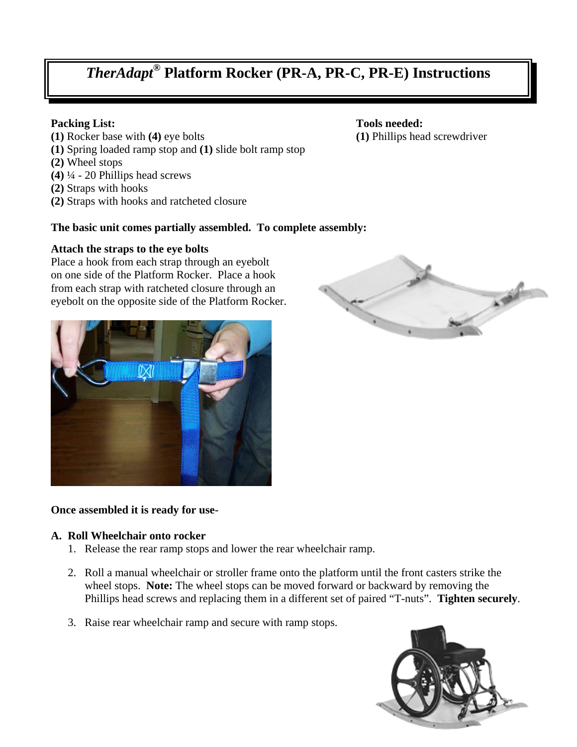# *TherAdapt®* Platform Rocker (PR-A, PR-C, PR-E) Instructions

**Packing List:**

**(1)** Rocker base with **(4)** eye bolts
**(1)** Spring loaded ramp stop and **(1)** slide bolt ramp stop
**(2)** Wheel stops
**(4)** ¼ - 20 Phillips head screws
**(2)** Straps with hooks
**(2)** Straps with hooks and ratcheted closure

**Tools needed:**

**(1)** Phillips head screwdriver

**The basic unit comes partially assembled. To complete assembly:**

**Attach the straps to the eye bolts**

Place a hook from each strap through an eyebolt on one side of the Platform Rocker. Place a hook from each strap with ratcheted closure through an eyebolt on the opposite side of the Platform Rocker.

**Once assembled it is ready for use-**

**A. Roll Wheelchair onto rocker**

1. Release the rear ramp stops and lower the rear wheelchair ramp.
2. Roll a manual wheelchair or stroller frame onto the platform until the front casters strike the wheel stops. **Note:** The wheel stops can be moved forward or backward by removing the Phillips head screws and replacing them in a different set of paired "T-nuts". **Tighten securely**.
3. Raise rear wheelchair ramp and secure with ramp stops.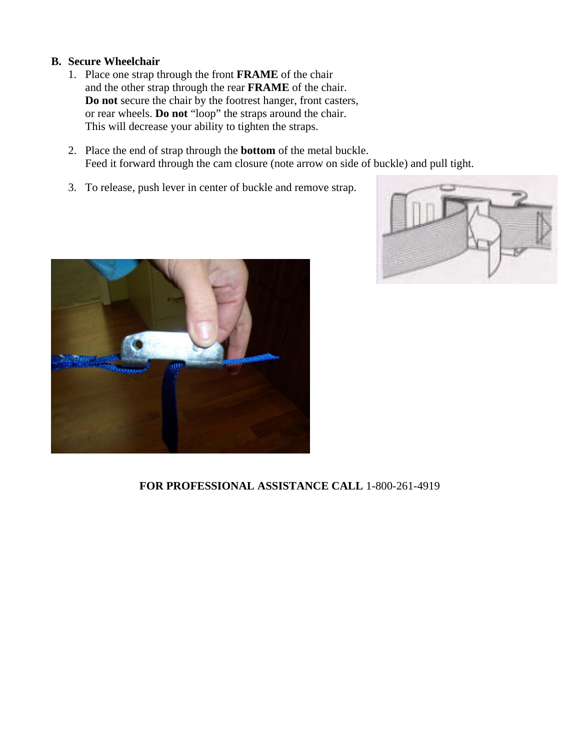## B. Secure Wheelchair

1. Place one strap through the front **FRAME** of the chair and the other strap through the rear **FRAME** of the chair. **Do not** secure the chair by the footrest hanger, front casters, or rear wheels. **Do not** "loop" the straps around the chair. This will decrease your ability to tighten the straps.

2. Place the end of strap through the **bottom** of the metal buckle. Feed it forward through the cam closure (note arrow on side of buckle) and pull tight.

3. To release, push lever in center of buckle and remove strap.

**FOR PROFESSIONAL ASSISTANCE CALL** 1-800-261-4919